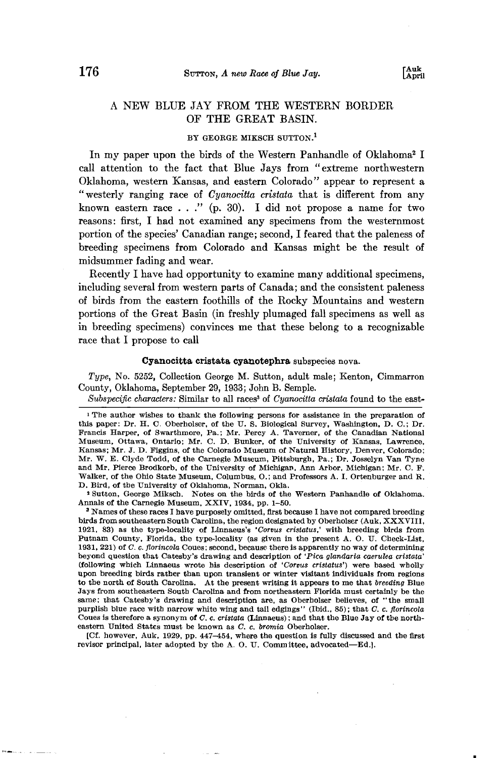# A NEW BLUE JAY FROM THE WESTERN BORDER OF THE GREAT BASIN.

BY GEORGE MIKSCH SUTTON.[1]

In my paper upon the birds of the Western Panhandle of Oklahoma[2] I call attention to the fact that Blue Jays from "extreme northwestern Oklahoma, western Kansas, and eastern Colorado" appear to represent a "westerly ranging race of *Cyanocitta cristata* that is different from any known eastern race . . ." (p. 30). I did not propose a name for two reasons: first, I had not examined any specimens from the westernmost portion of the species' Canadian range; second, I feared that the paleness of breeding specimens from Colorado and Kansas might be the result of midsummer fading and wear.

Recently I have had opportunity to examine many additional specimens, including several from western parts of Canada; and the consistent paleness of birds from the eastern foothills of the Rocky Mountains and western portions of the Great Basin (in freshly plumaged fall specimens as well as in breeding specimens) convinces me that these belong to a recognizable race that I propose to call

**Cyanocitta cristata cyanotephra** subspecies nova.

*Type*, No. 5252, Collection George M. Sutton, adult male; Kenton, Cimmarron County, Oklahoma, September 29, 1933; John B. Semple.

*Subspecific characters:* Similar to all races[3] of *Cyanocitta cristata* found to the east-

---

[1] The author wishes to thank the following persons for assistance in the preparation of this paper: Dr. H. C. Oberholser, of the U. S. Biological Survey, Washington, D. C.; Dr. Francis Harper, of Swarthmore, Pa.; Mr. Percy A. Taverner, of the Canadian National Museum, Ottawa, Ontario; Mr. C. D. Bunker, of the University of Kansas, Lawrence, Kansas; Mr. J. D. Figgins, of the Colorado Museum of Natural History, Denver, Colorado; Mr. W. E. Clyde Todd, of the Carnegie Museum, Pittsburgh, Pa.; Dr. Josselyn Van Tyne and Mr. Pierce Brodkorb, of the University of Michigan, Ann Arbor, Michigan; Mr. C. F. Walker, of the Ohio State Museum, Columbus, O.; and Professors A. I. Ortenburger and R. D. Bird, of the University of Oklahoma, Norman, Okla.

[2] Sutton, George Miksch. Notes on the birds of the Western Panhandle of Oklahoma. Annals of the Carnegie Museum, XXIV, 1934, pp. 1–50.

[3] Names of these races I have purposely omitted, first because I have not compared breeding birds from southeastern South Carolina, the region designated by Oberholser (Auk, XXXVIII, 1921, 83) as the type-locality of Linnaeus's '*Corvus cristatus*,' with breeding birds from Putnam County, Florida, the type-locality (as given in the present A. O. U. Check-List, 1931, 221) of *C. c. florincola* Coues; second, because there is apparently no way of determining beyond question that Catesby's drawing and description of '*Pica glandaria caerulea cristata*' (following which Linnaeus wrote his description of '*Corvus cristatus*') were based wholly upon breeding birds rather than upon transient or winter visitant individuals from regions to the north of South Carolina. At the present writing it appears to me that *breeding* Blue Jays from southeastern South Carolina and from northeastern Florida must certainly be the same; that Catesby's drawing and description are, as Oberholser believes, of "the small purplish blue race with narrow white wing and tail edgings" (Ibid., 85); that *C. c. florincola* Coues is therefore a synonym of *C. c. cristata* (Linnaeus); and that the Blue Jay of the northeastern United States must be known as *C. c. bromia* Oberholser.

[Cf. however, Auk, 1929, pp. 447–454, where the question is fully discussed and the first revisor principal, later adopted by the A. O. U. Committee, advocated—Ed.].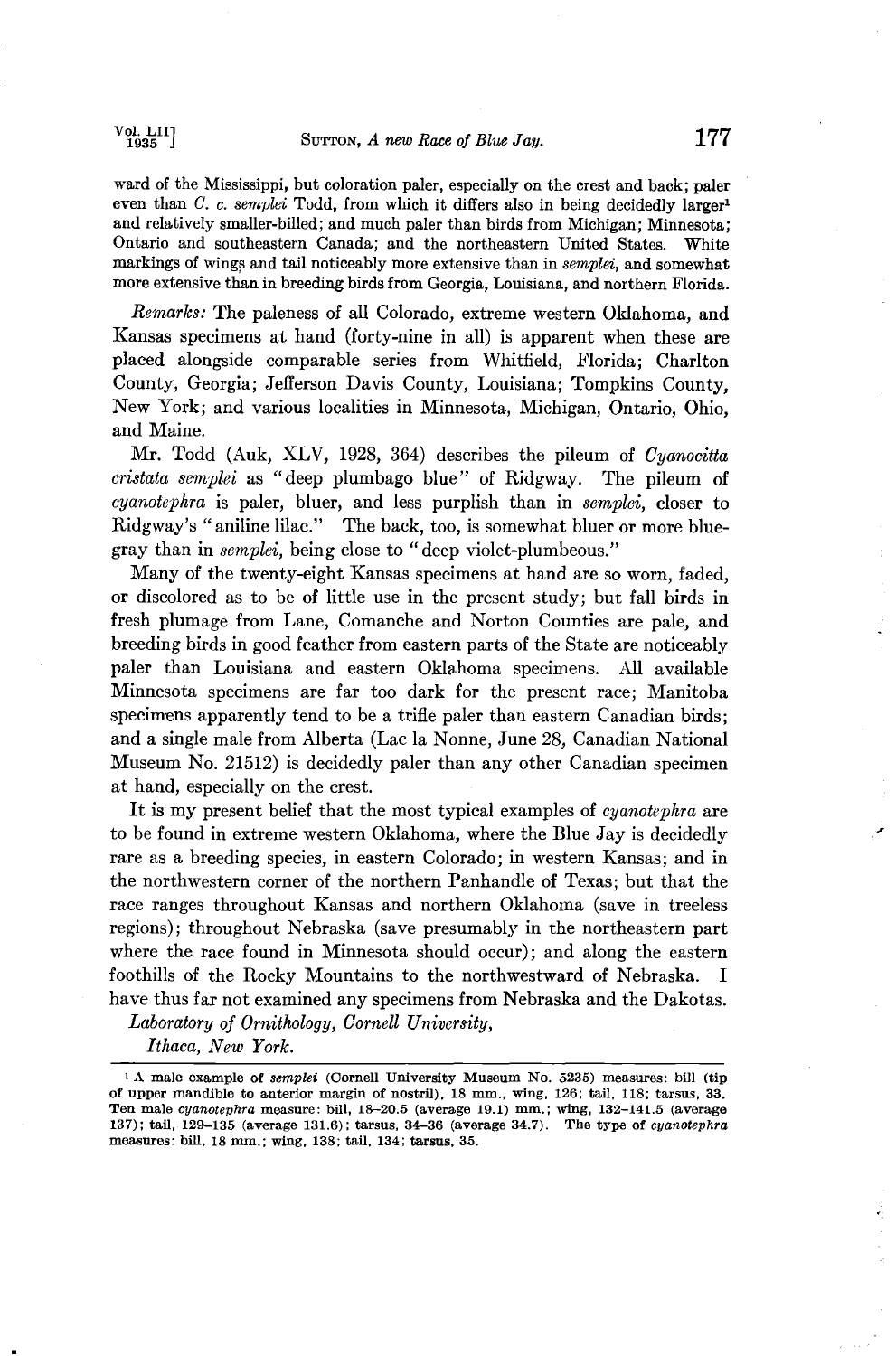ward of the Mississippi, but coloration paler, especially on the crest and back; paler even than *C. c. semplei* Todd, from which it differs also in being decidedly larger[1] and relatively smaller-billed; and much paler than birds from Michigan; Minnesota; Ontario and southeastern Canada; and the northeastern United States. White markings of wings and tail noticeably more extensive than in *semplei*, and somewhat more extensive than in breeding birds from Georgia, Louisiana, and northern Florida.

*Remarks:* The paleness of all Colorado, extreme western Oklahoma, and Kansas specimens at hand (forty-nine in all) is apparent when these are placed alongside comparable series from Whitfield, Florida; Charlton County, Georgia; Jefferson Davis County, Louisiana; Tompkins County, New York; and various localities in Minnesota, Michigan, Ontario, Ohio, and Maine.

Mr. Todd (Auk, XLV, 1928, 364) describes the pileum of *Cyanocitta cristata semplei* as "deep plumbago blue" of Ridgway. The pileum of *cyanotephra* is paler, bluer, and less purplish than in *semplei*, closer to Ridgway's "aniline lilac." The back, too, is somewhat bluer or more blue-gray than in *semplei*, being close to "deep violet-plumbeous."

Many of the twenty-eight Kansas specimens at hand are so worn, faded, or discolored as to be of little use in the present study; but fall birds in fresh plumage from Lane, Comanche and Norton Counties are pale, and breeding birds in good feather from eastern parts of the State are noticeably paler than Louisiana and eastern Oklahoma specimens. All available Minnesota specimens are far too dark for the present race; Manitoba specimens apparently tend to be a trifle paler than eastern Canadian birds; and a single male from Alberta (Lac la Nonne, June 28, Canadian National Museum No. 21512) is decidedly paler than any other Canadian specimen at hand, especially on the crest.

It is my present belief that the most typical examples of *cyanotephra* are to be found in extreme western Oklahoma, where the Blue Jay is decidedly rare as a breeding species, in eastern Colorado; in western Kansas; and in the northwestern corner of the northern Panhandle of Texas; but that the race ranges throughout Kansas and northern Oklahoma (save in treeless regions); throughout Nebraska (save presumably in the northeastern part where the race found in Minnesota should occur); and along the eastern foothills of the Rocky Mountains to the northwestward of Nebraska. I have thus far not examined any specimens from Nebraska and the Dakotas.

*Laboratory of Ornithology, Cornell University,*
*Ithaca, New York.*

---

[1] A male example of *semplei* (Cornell University Museum No. 5235) measures: bill (tip of upper mandible to anterior margin of nostril), 18 mm., wing, 126; tail, 118; tarsus, 33. Ten male *cyanotephra* measure: bill, 18–20.5 (average 19.1) mm.; wing, 132–141.5 (average 137); tail, 129–135 (average 131.6); tarsus, 34–36 (average 34.7). The type of *cyanotephra* measures: bill, 18 mm.; wing, 138; tail, 134; tarsus, 35.